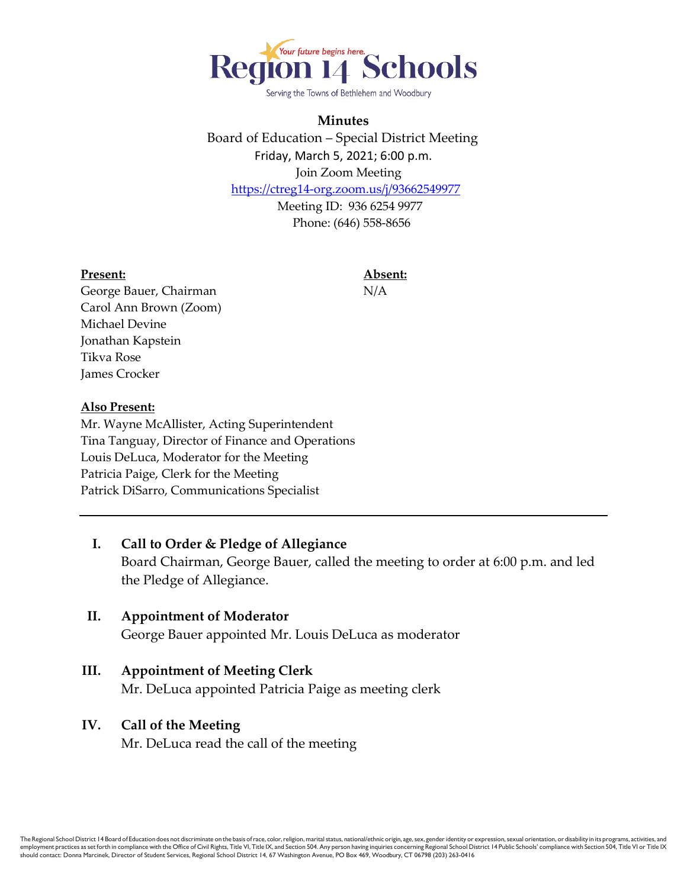Region 14 Schools

Your future begins here.

Serving the Towns of Bethlehem and Woodbury

**Minutes**

Board of Education – Special District Meeting

Friday, March 5, 2021; 6:00 p.m.

Join Zoom Meeting

https://ctreg14-org.zoom.us/j/93662549977

Meeting ID: 936 6254 9977

Phone: (646) 558-8656

**Present:**

George Bauer, Chairman
Carol Ann Brown (Zoom)
Michael Devine
Jonathan Kapstein
Tikva Rose
James Crocker

**Absent:**

N/A

**Also Present:**

Mr. Wayne McAllister, Acting Superintendent
Tina Tanguay, Director of Finance and Operations
Louis DeLuca, Moderator for the Meeting
Patricia Paige, Clerk for the Meeting
Patrick DiSarro, Communications Specialist

---

**I. Call to Order & Pledge of Allegiance**

Board Chairman, George Bauer, called the meeting to order at 6:00 p.m. and led the Pledge of Allegiance.

**II. Appointment of Moderator**

George Bauer appointed Mr. Louis DeLuca as moderator

**III. Appointment of Meeting Clerk**

Mr. DeLuca appointed Patricia Paige as meeting clerk

**IV. Call of the Meeting**

Mr. DeLuca read the call of the meeting

The Regional School District 14 Board of Education does not discriminate on the basis of race, color, religion, marital status, national/ethnic origin, age, sex, gender identity or expression, sexual orientation, or disability in its programs, activities, and employment practices as set forth in compliance with the Office of Civil Rights, Title VI, Title IX, and Section 504. Any person having inquiries concerning Regional School District 14 Public Schools' compliance with Section 504, Title VI or Title IX should contact: Donna Marcinek, Director of Student Services, Regional School District 14, 67 Washington Avenue, PO Box 469, Woodbury, CT 06798 (203) 263-0416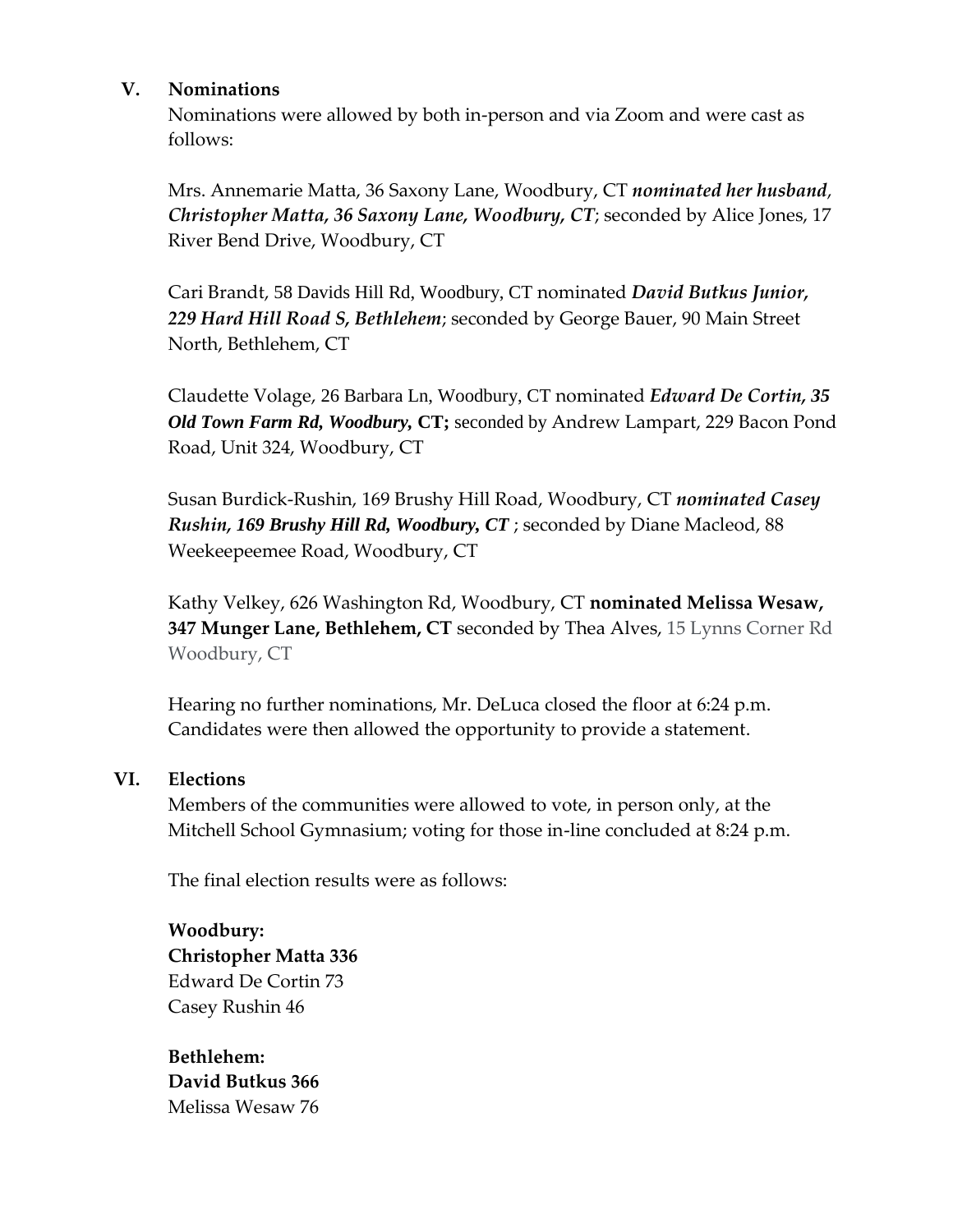## V. Nominations

Nominations were allowed by both in-person and via Zoom and were cast as follows:

Mrs. Annemarie Matta, 36 Saxony Lane, Woodbury, CT ***nominated her husband, Christopher Matta, 36 Saxony Lane, Woodbury, CT***; seconded by Alice Jones, 17 River Bend Drive, Woodbury, CT

Cari Brandt, 58 Davids Hill Rd, Woodbury, CT nominated ***David Butkus Junior, 229 Hard Hill Road S, Bethlehem***; seconded by George Bauer, 90 Main Street North, Bethlehem, CT

Claudette Volage, 26 Barbara Ln, Woodbury, CT nominated ***Edward De Cortin, 35 Old Town Farm Rd, Woodbury,* CT;** seconded by Andrew Lampart, 229 Bacon Pond Road, Unit 324, Woodbury, CT

Susan Burdick-Rushin, 169 Brushy Hill Road, Woodbury, CT ***nominated Casey Rushin, 169 Brushy Hill Rd, Woodbury, CT*** ; seconded by Diane Macleod, 88 Weekeepeemee Road, Woodbury, CT

Kathy Velkey, 626 Washington Rd, Woodbury, CT **nominated Melissa Wesaw, 347 Munger Lane, Bethlehem, CT** seconded by Thea Alves, 15 Lynns Corner Rd Woodbury, CT

Hearing no further nominations, Mr. DeLuca closed the floor at 6:24 p.m. Candidates were then allowed the opportunity to provide a statement.

## VI. Elections

Members of the communities were allowed to vote, in person only, at the Mitchell School Gymnasium; voting for those in-line concluded at 8:24 p.m.

The final election results were as follows:

**Woodbury:**
**Christopher Matta 336**
Edward De Cortin 73
Casey Rushin 46

**Bethlehem:**
**David Butkus 366**
Melissa Wesaw 76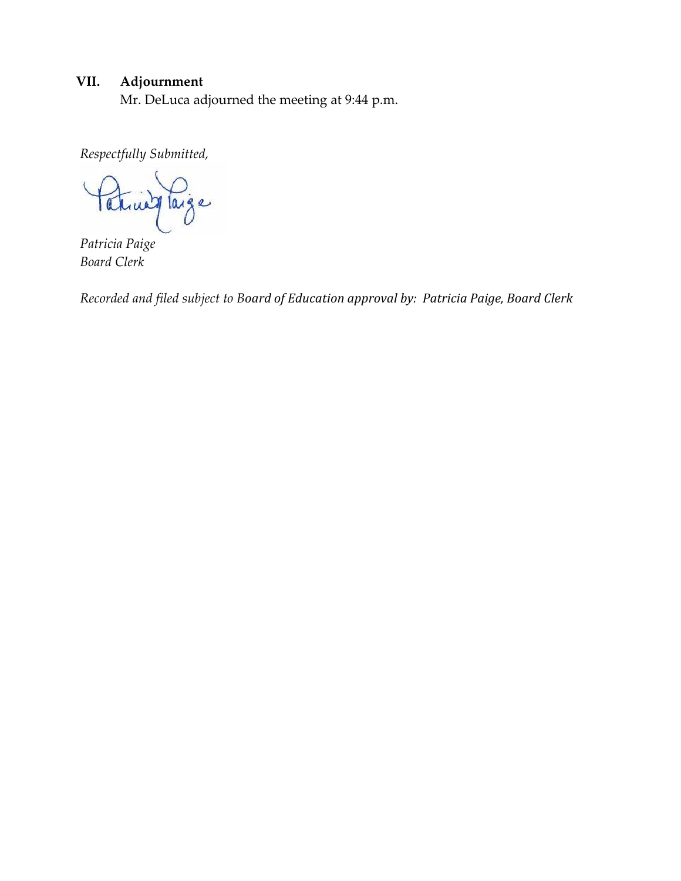## VII. Adjournment

Mr. DeLuca adjourned the meeting at 9:44 p.m.

*Respectfully Submitted,*

*Patricia Paige*
*Board Clerk*

*Recorded and filed subject to Board of Education approval by: Patricia Paige, Board Clerk*